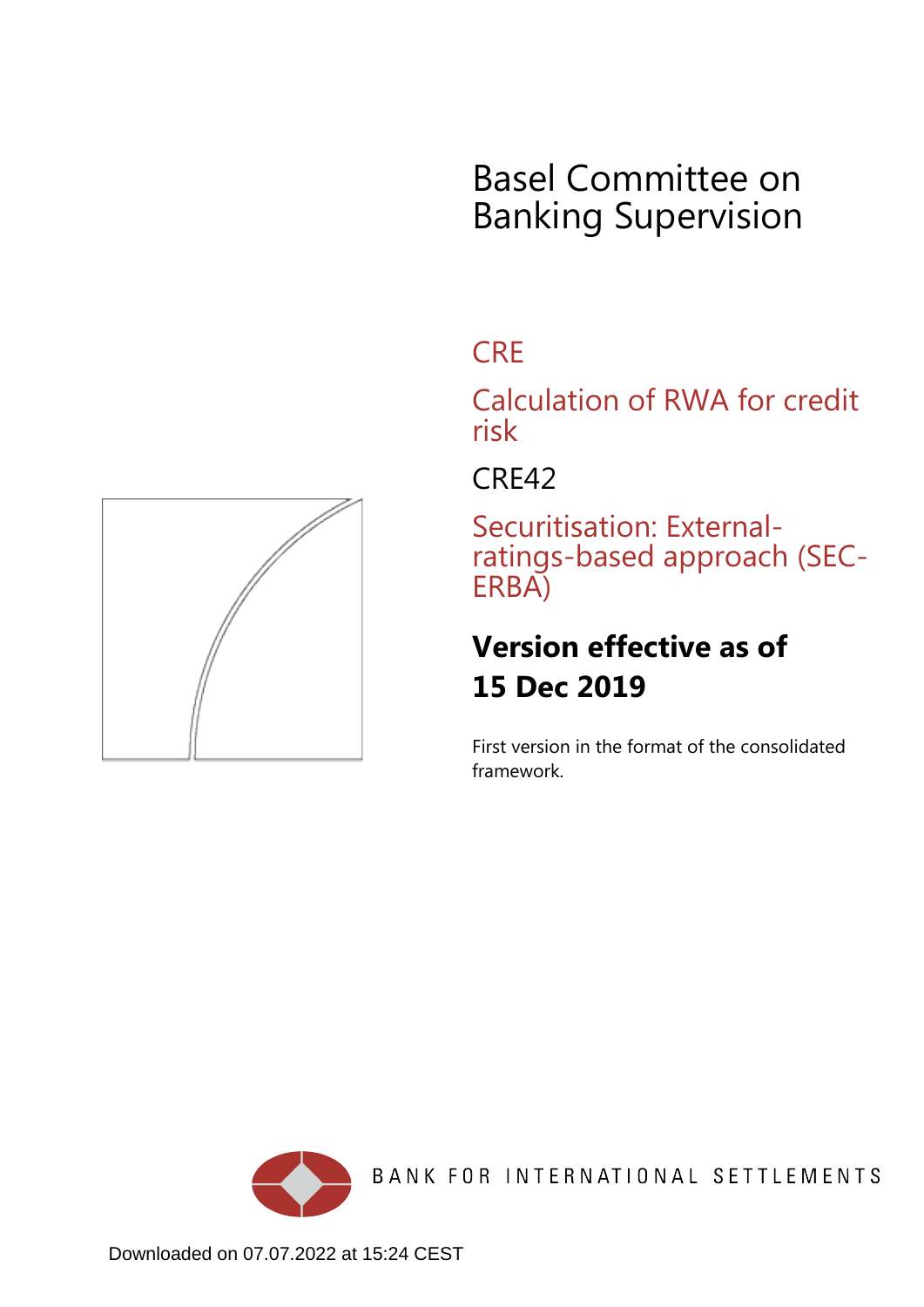# Basel Committee on Banking Supervision

## CRE

## Calculation of RWA for credit risk

## CRE42

## Securitisation: External-ratings-based approach (SEC-ERBA)

**Version effective as of 15 Dec 2019**

First version in the format of the consolidated framework.

BANK FOR INTERNATIONAL SETTLEMENTS

Downloaded on 07.07.2022 at 15:24 CEST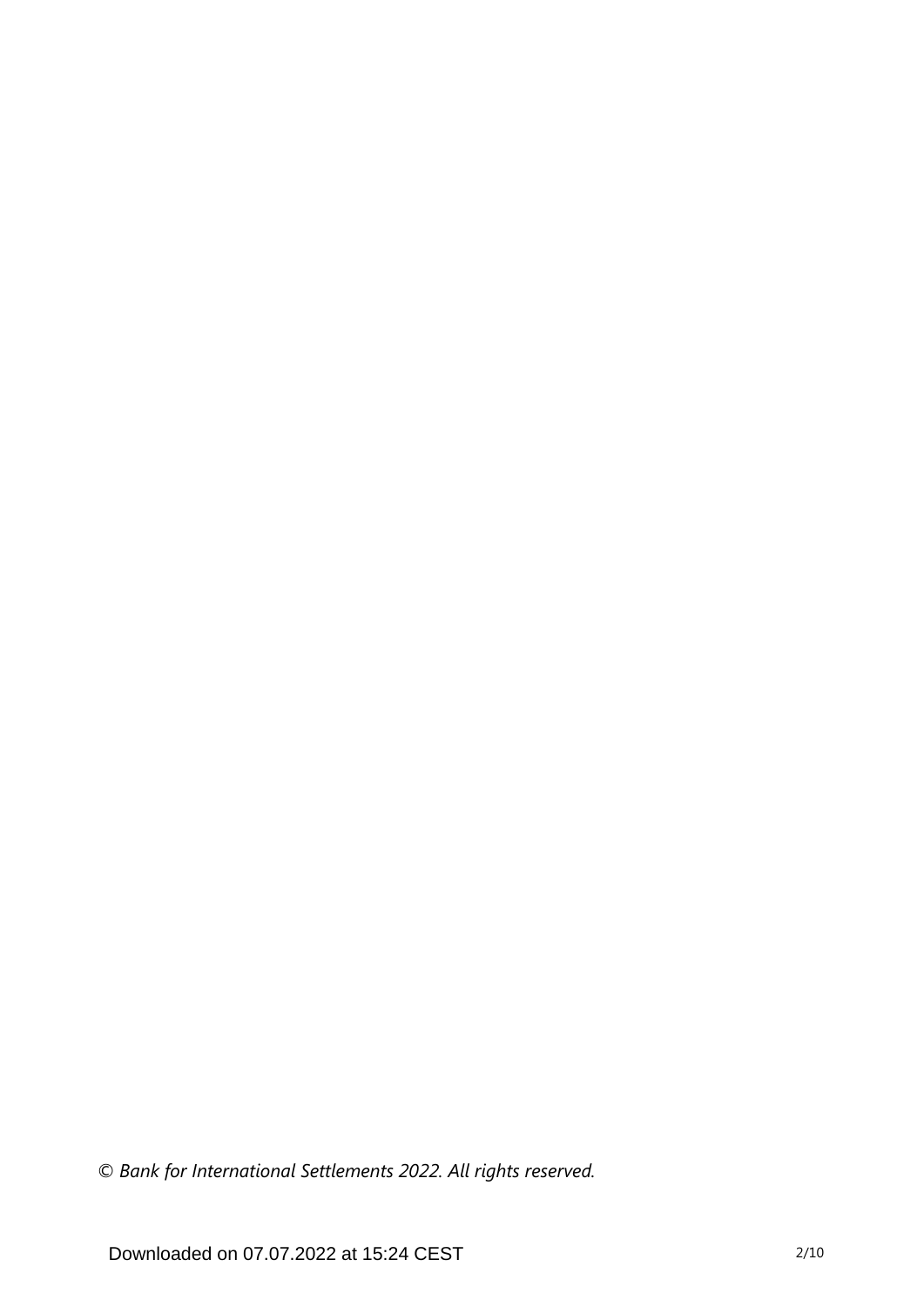*© Bank for International Settlements 2022. All rights reserved.*

Downloaded on 07.07.2022 at 15:24 CEST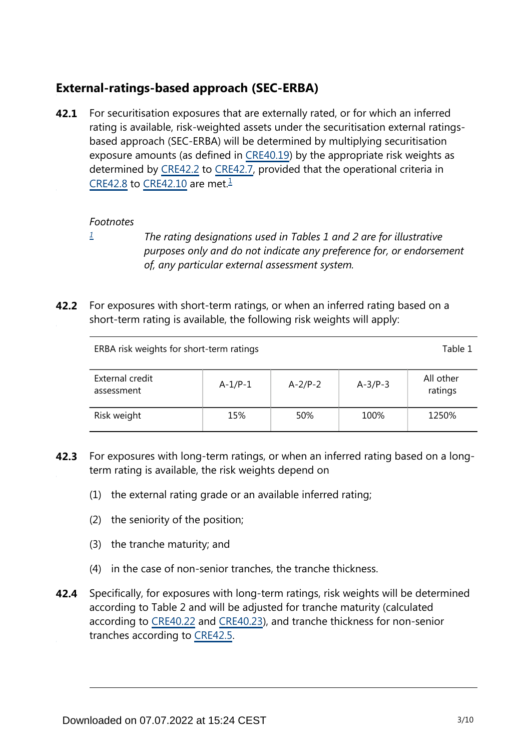## External-ratings-based approach (SEC-ERBA)

**42.1** For securitisation exposures that are externally rated, or for which an inferred rating is available, risk-weighted assets under the securitisation external ratings-based approach (SEC-ERBA) will be determined by multiplying securitisation exposure amounts (as defined in CRE40.19) by the appropriate risk weights as determined by CRE42.2 to CRE42.7, provided that the operational criteria in CRE42.8 to CRE42.10 are met.[1]

*Footnotes*

[1] *The rating designations used in Tables 1 and 2 are for illustrative purposes only and do not indicate any preference for, or endorsement of, any particular external assessment system.*

**42.2** For exposures with short-term ratings, or when an inferred rating based on a short-term rating is available, the following risk weights will apply:

ERBA risk weights for short-term ratings — Table 1

| External credit assessment | A-1/P-1 | A-2/P-2 | A-3/P-3 | All other ratings |
|---|---|---|---|---|
| Risk weight | 15% | 50% | 100% | 1250% |

**42.3** For exposures with long-term ratings, or when an inferred rating based on a long-term rating is available, the risk weights depend on

(1) the external rating grade or an available inferred rating;

(2) the seniority of the position;

(3) the tranche maturity; and

(4) in the case of non-senior tranches, the tranche thickness.

**42.4** Specifically, for exposures with long-term ratings, risk weights will be determined according to Table 2 and will be adjusted for tranche maturity (calculated according to CRE40.22 and CRE40.23), and tranche thickness for non-senior tranches according to CRE42.5.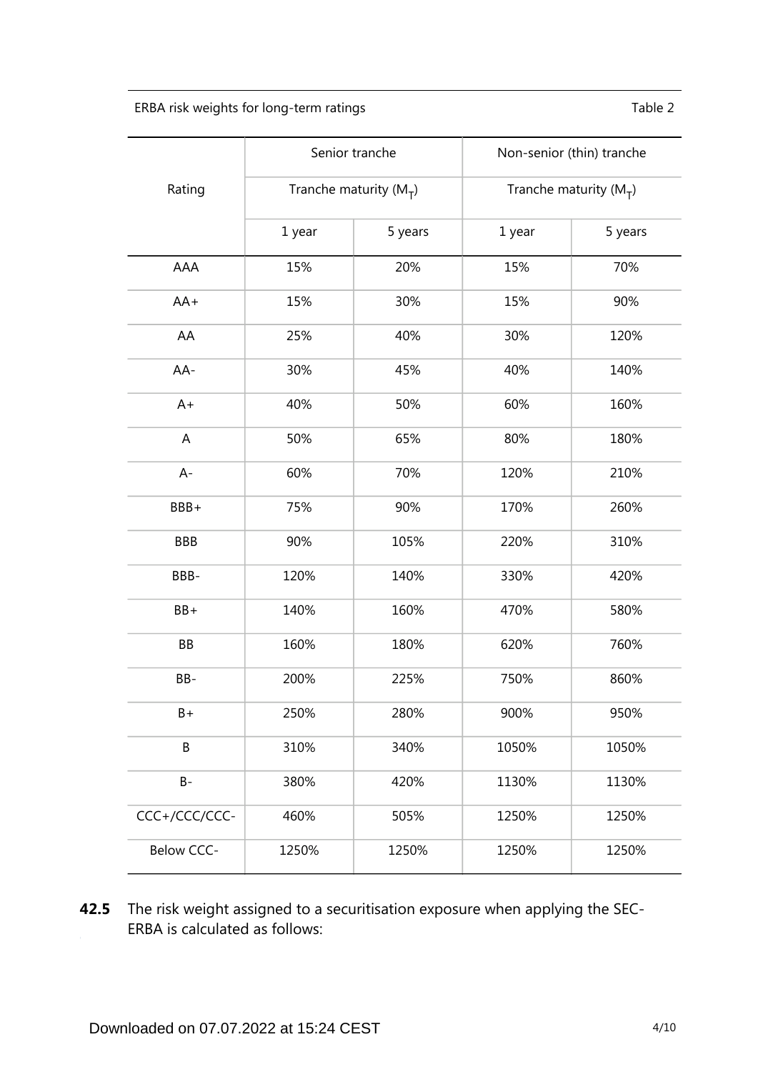ERBA risk weights for long-term ratings — Table 2

| Rating | Senior tranche | | Non-senior (thin) tranche | |
|---|---|---|---|---|
| | Tranche maturity ($M_T$) | | Tranche maturity ($M_T$) | |
| | 1 year | 5 years | 1 year | 5 years |
| AAA | 15% | 20% | 15% | 70% |
| AA+ | 15% | 30% | 15% | 90% |
| AA | 25% | 40% | 30% | 120% |
| AA- | 30% | 45% | 40% | 140% |
| A+ | 40% | 50% | 60% | 160% |
| A | 50% | 65% | 80% | 180% |
| A- | 60% | 70% | 120% | 210% |
| BBB+ | 75% | 90% | 170% | 260% |
| BBB | 90% | 105% | 220% | 310% |
| BBB- | 120% | 140% | 330% | 420% |
| BB+ | 140% | 160% | 470% | 580% |
| BB | 160% | 180% | 620% | 760% |
| BB- | 200% | 225% | 750% | 860% |
| B+ | 250% | 280% | 900% | 950% |
| B | 310% | 340% | 1050% | 1050% |
| B- | 380% | 420% | 1130% | 1130% |
| CCC+/CCC/CCC- | 460% | 505% | 1250% | 1250% |
| Below CCC- | 1250% | 1250% | 1250% | 1250% |

**42.5** The risk weight assigned to a securitisation exposure when applying the SEC-ERBA is calculated as follows: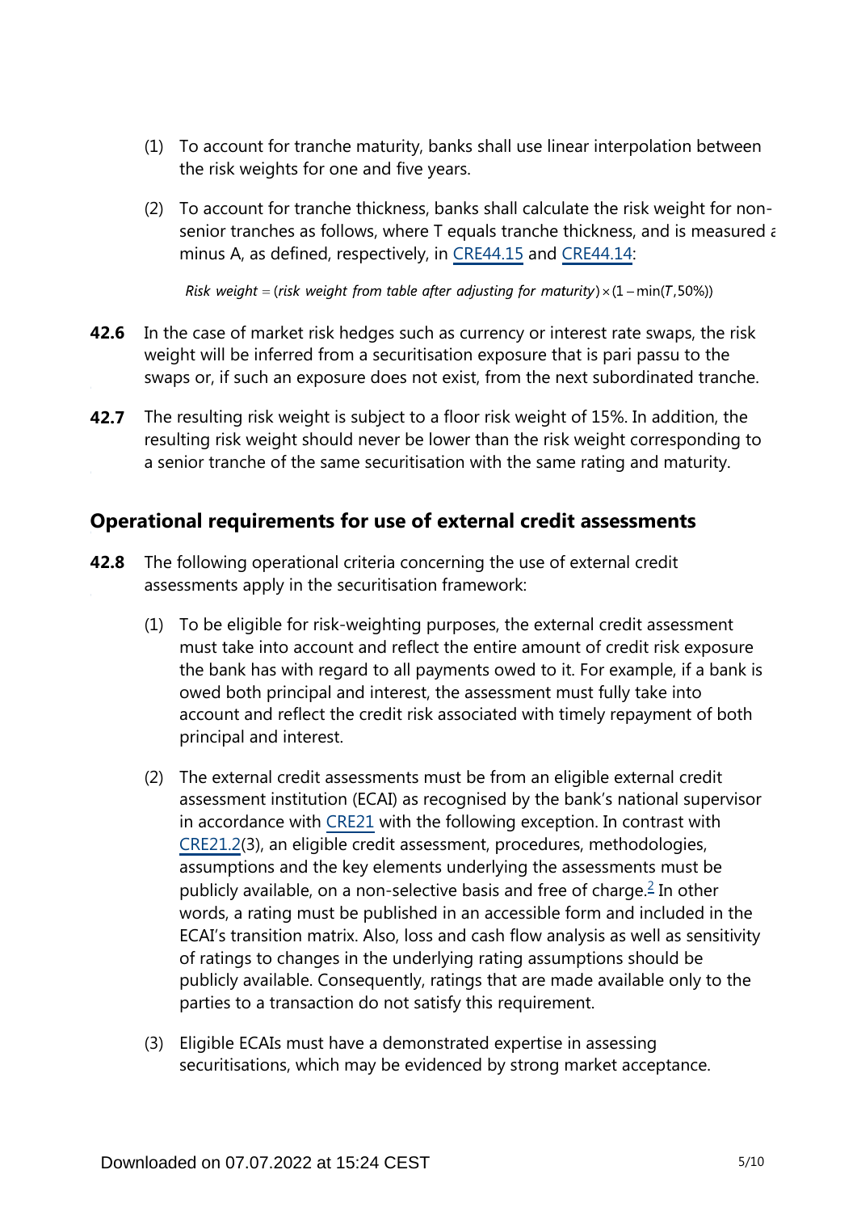(1) To account for tranche maturity, banks shall use linear interpolation between the risk weights for one and five years.

(2) To account for tranche thickness, banks shall calculate the risk weight for non-senior tranches as follows, where T equals tranche thickness, and is measured a minus A, as defined, respectively, in CRE44.15 and CRE44.14:

$$Risk\ weight = (risk\ weight\ from\ table\ after\ adjusting\ for\ maturity) \times (1 - \min(T, 50\%))$$

**42.6** In the case of market risk hedges such as currency or interest rate swaps, the risk weight will be inferred from a securitisation exposure that is pari passu to the swaps or, if such an exposure does not exist, from the next subordinated tranche.

**42.7** The resulting risk weight is subject to a floor risk weight of 15%. In addition, the resulting risk weight should never be lower than the risk weight corresponding to a senior tranche of the same securitisation with the same rating and maturity.

## Operational requirements for use of external credit assessments

**42.8** The following operational criteria concerning the use of external credit assessments apply in the securitisation framework:

(1) To be eligible for risk-weighting purposes, the external credit assessment must take into account and reflect the entire amount of credit risk exposure the bank has with regard to all payments owed to it. For example, if a bank is owed both principal and interest, the assessment must fully take into account and reflect the credit risk associated with timely repayment of both principal and interest.

(2) The external credit assessments must be from an eligible external credit assessment institution (ECAI) as recognised by the bank's national supervisor in accordance with CRE21 with the following exception. In contrast with CRE21.2(3), an eligible credit assessment, procedures, methodologies, assumptions and the key elements underlying the assessments must be publicly available, on a non-selective basis and free of charge.[2] In other words, a rating must be published in an accessible form and included in the ECAI's transition matrix. Also, loss and cash flow analysis as well as sensitivity of ratings to changes in the underlying rating assumptions should be publicly available. Consequently, ratings that are made available only to the parties to a transaction do not satisfy this requirement.

(3) Eligible ECAIs must have a demonstrated expertise in assessing securitisations, which may be evidenced by strong market acceptance.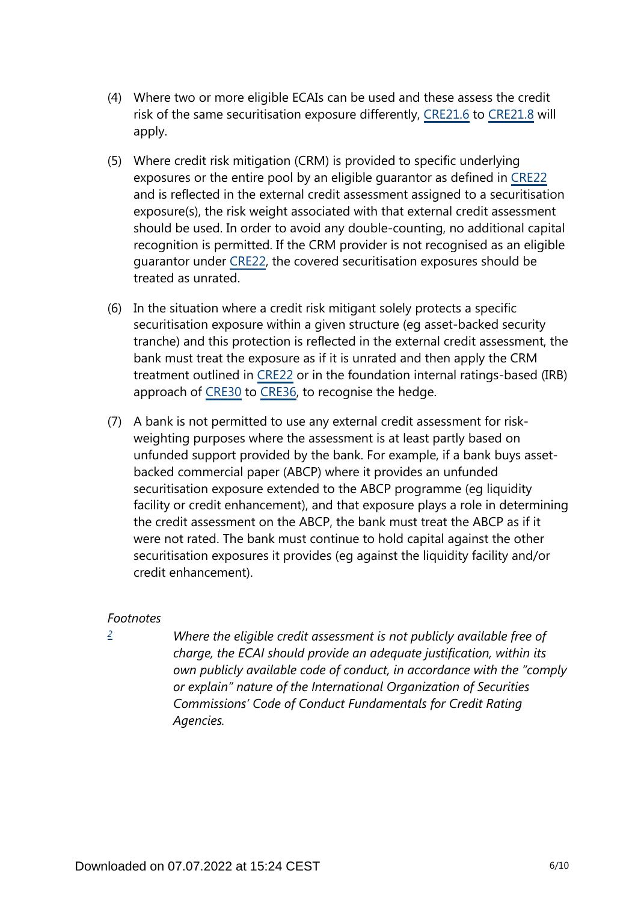(4) Where two or more eligible ECAIs can be used and these assess the credit risk of the same securitisation exposure differently, CRE21.6 to CRE21.8 will apply.

(5) Where credit risk mitigation (CRM) is provided to specific underlying exposures or the entire pool by an eligible guarantor as defined in CRE22 and is reflected in the external credit assessment assigned to a securitisation exposure(s), the risk weight associated with that external credit assessment should be used. In order to avoid any double-counting, no additional capital recognition is permitted. If the CRM provider is not recognised as an eligible guarantor under CRE22, the covered securitisation exposures should be treated as unrated.

(6) In the situation where a credit risk mitigant solely protects a specific securitisation exposure within a given structure (eg asset-backed security tranche) and this protection is reflected in the external credit assessment, the bank must treat the exposure as if it is unrated and then apply the CRM treatment outlined in CRE22 or in the foundation internal ratings-based (IRB) approach of CRE30 to CRE36, to recognise the hedge.

(7) A bank is not permitted to use any external credit assessment for risk-weighting purposes where the assessment is at least partly based on unfunded support provided by the bank. For example, if a bank buys asset-backed commercial paper (ABCP) where it provides an unfunded securitisation exposure extended to the ABCP programme (eg liquidity facility or credit enhancement), and that exposure plays a role in determining the credit assessment on the ABCP, the bank must treat the ABCP as if it were not rated. The bank must continue to hold capital against the other securitisation exposures it provides (eg against the liquidity facility and/or credit enhancement).

*Footnotes*

[2] *Where the eligible credit assessment is not publicly available free of charge, the ECAI should provide an adequate justification, within its own publicly available code of conduct, in accordance with the "comply or explain" nature of the International Organization of Securities Commissions' Code of Conduct Fundamentals for Credit Rating Agencies.*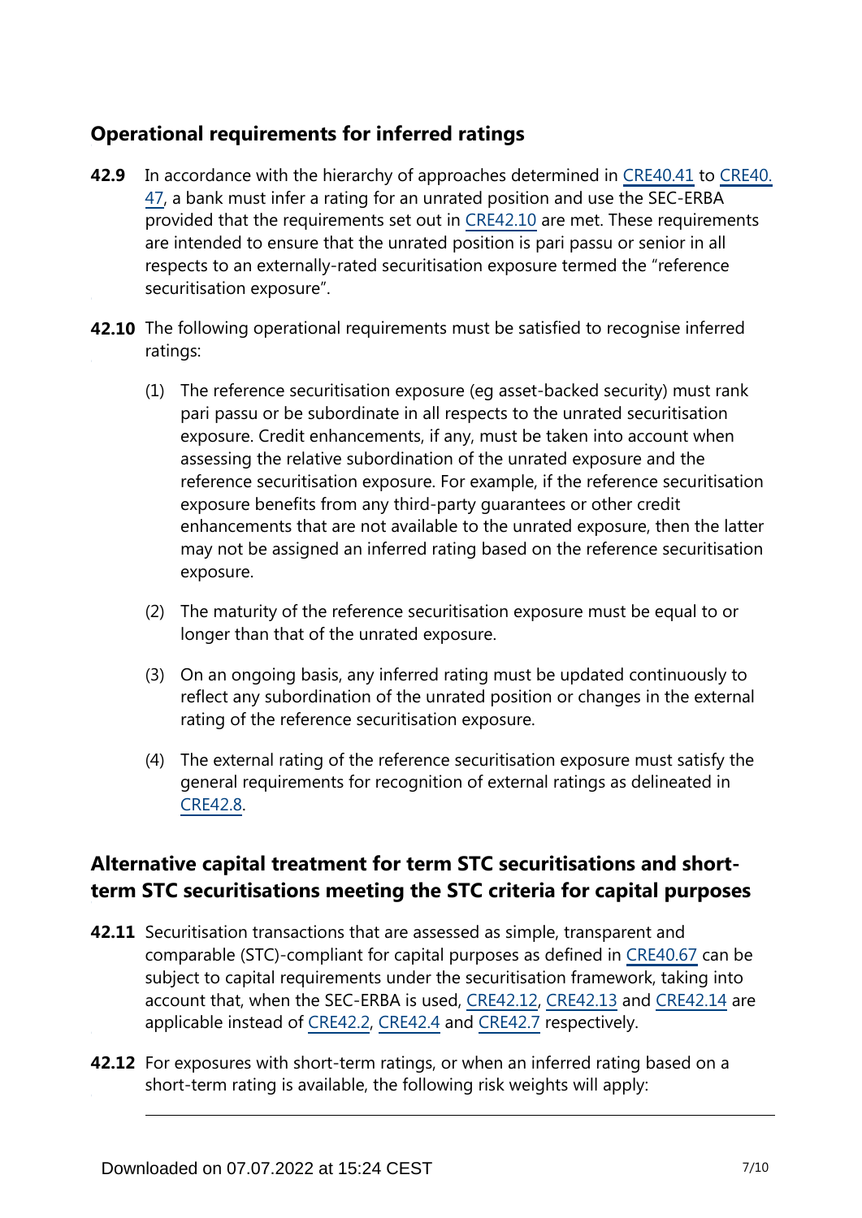## Operational requirements for inferred ratings

**42.9** In accordance with the hierarchy of approaches determined in CRE40.41 to CRE40.47, a bank must infer a rating for an unrated position and use the SEC-ERBA provided that the requirements set out in CRE42.10 are met. These requirements are intended to ensure that the unrated position is pari passu or senior in all respects to an externally-rated securitisation exposure termed the "reference securitisation exposure".

**42.10** The following operational requirements must be satisfied to recognise inferred ratings:

(1) The reference securitisation exposure (eg asset-backed security) must rank pari passu or be subordinate in all respects to the unrated securitisation exposure. Credit enhancements, if any, must be taken into account when assessing the relative subordination of the unrated exposure and the reference securitisation exposure. For example, if the reference securitisation exposure benefits from any third-party guarantees or other credit enhancements that are not available to the unrated exposure, then the latter may not be assigned an inferred rating based on the reference securitisation exposure.

(2) The maturity of the reference securitisation exposure must be equal to or longer than that of the unrated exposure.

(3) On an ongoing basis, any inferred rating must be updated continuously to reflect any subordination of the unrated position or changes in the external rating of the reference securitisation exposure.

(4) The external rating of the reference securitisation exposure must satisfy the general requirements for recognition of external ratings as delineated in CRE42.8.

## Alternative capital treatment for term STC securitisations and short-term STC securitisations meeting the STC criteria for capital purposes

**42.11** Securitisation transactions that are assessed as simple, transparent and comparable (STC)-compliant for capital purposes as defined in CRE40.67 can be subject to capital requirements under the securitisation framework, taking into account that, when the SEC-ERBA is used, CRE42.12, CRE42.13 and CRE42.14 are applicable instead of CRE42.2, CRE42.4 and CRE42.7 respectively.

**42.12** For exposures with short-term ratings, or when an inferred rating based on a short-term rating is available, the following risk weights will apply: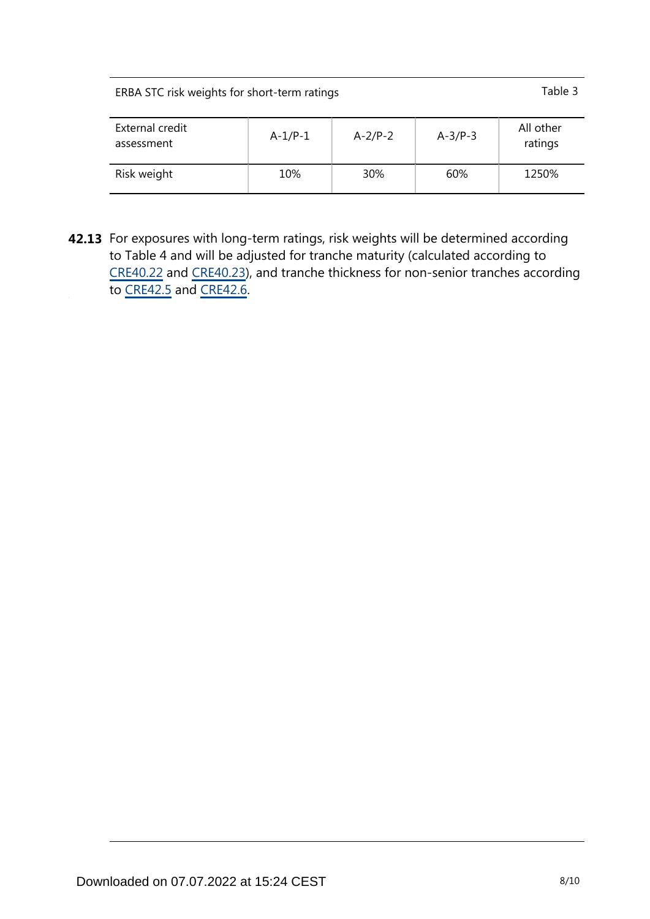ERBA STC risk weights for short-term ratings — Table 3

| External credit assessment | A-1/P-1 | A-2/P-2 | A-3/P-3 | All other ratings |
|---|---|---|---|---|
| Risk weight | 10% | 30% | 60% | 1250% |

**42.13** For exposures with long-term ratings, risk weights will be determined according to Table 4 and will be adjusted for tranche maturity (calculated according to CRE40.22 and CRE40.23), and tranche thickness for non-senior tranches according to CRE42.5 and CRE42.6.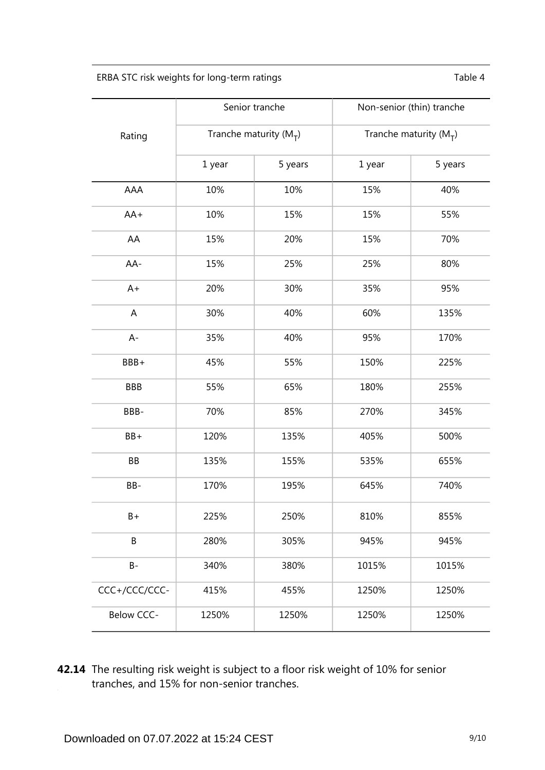ERBA STC risk weights for long-term ratings Table 4

| Rating | Senior tranche | | Non-senior (thin) tranche | |
|---|---|---|---|---|
| | Tranche maturity ($M_T$) | | Tranche maturity ($M_T$) | |
| | 1 year | 5 years | 1 year | 5 years |
| AAA | 10% | 10% | 15% | 40% |
| AA+ | 10% | 15% | 15% | 55% |
| AA | 15% | 20% | 15% | 70% |
| AA- | 15% | 25% | 25% | 80% |
| A+ | 20% | 30% | 35% | 95% |
| A | 30% | 40% | 60% | 135% |
| A- | 35% | 40% | 95% | 170% |
| BBB+ | 45% | 55% | 150% | 225% |
| BBB | 55% | 65% | 180% | 255% |
| BBB- | 70% | 85% | 270% | 345% |
| BB+ | 120% | 135% | 405% | 500% |
| BB | 135% | 155% | 535% | 655% |
| BB- | 170% | 195% | 645% | 740% |
| B+ | 225% | 250% | 810% | 855% |
| B | 280% | 305% | 945% | 945% |
| B- | 340% | 380% | 1015% | 1015% |
| CCC+/CCC/CCC- | 415% | 455% | 1250% | 1250% |
| Below CCC- | 1250% | 1250% | 1250% | 1250% |

**42.14** The resulting risk weight is subject to a floor risk weight of 10% for senior tranches, and 15% for non-senior tranches.

Downloaded on 07.07.2022 at 15:24 CEST